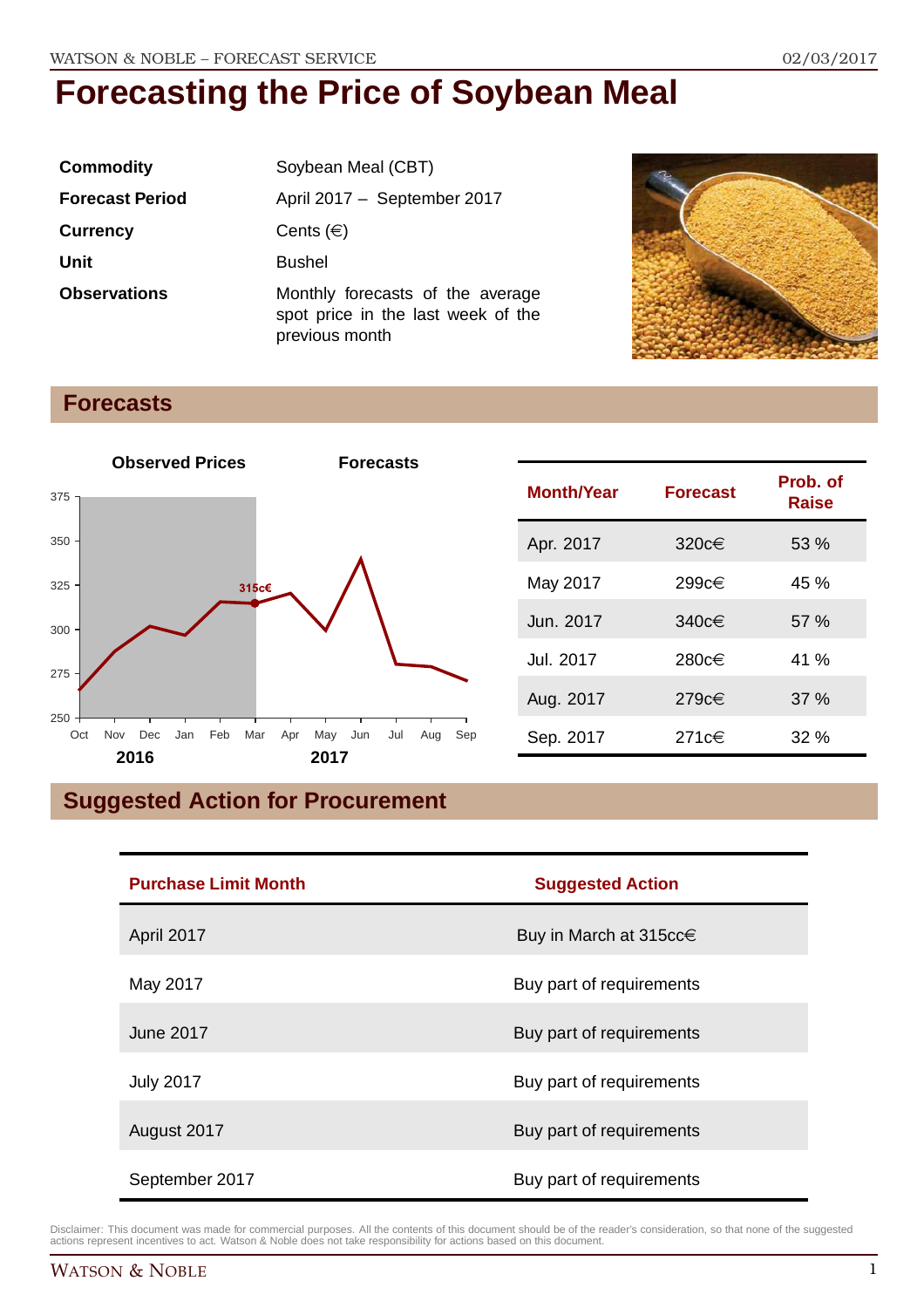// Forecasting the Price of Soybean Meal

# Forecasting the Price of Soybean Meal

| | |
|---|---|
| **Commodity** | Soybean Meal (CBT) |
| **Forecast Period** | April 2017 – September 2017 |
| **Currency** | Cents (€) |
| **Unit** | Bushel |
| **Observations** | Monthly forecasts of the average spot price in the last week of the previous month |

## Forecasts

| Month/Year | Forecast | Prob. of Raise |
|---|---|---|
| Apr. 2017 | 320c€ | 53 % |
| May 2017 | 299c€ | 45 % |
| Jun. 2017 | 340c€ | 57 % |
| Jul. 2017 | 280c€ | 41 % |
| Aug. 2017 | 279c€ | 37 % |
| Sep. 2017 | 271c€ | 32 % |

## Suggested Action for Procurement

| Purchase Limit Month | Suggested Action |
|---|---|
| April 2017 | Buy in March at 315cc€ |
| May 2017 | Buy part of requirements |
| June 2017 | Buy part of requirements |
| July 2017 | Buy part of requirements |
| August 2017 | Buy part of requirements |
| September 2017 | Buy part of requirements |

Disclaimer: This document was made for commercial purposes. All the contents of this document should be of the reader's consideration, so that none of the suggested actions represent incentives to act. Watson & Noble does not take responsibility for actions based on this document.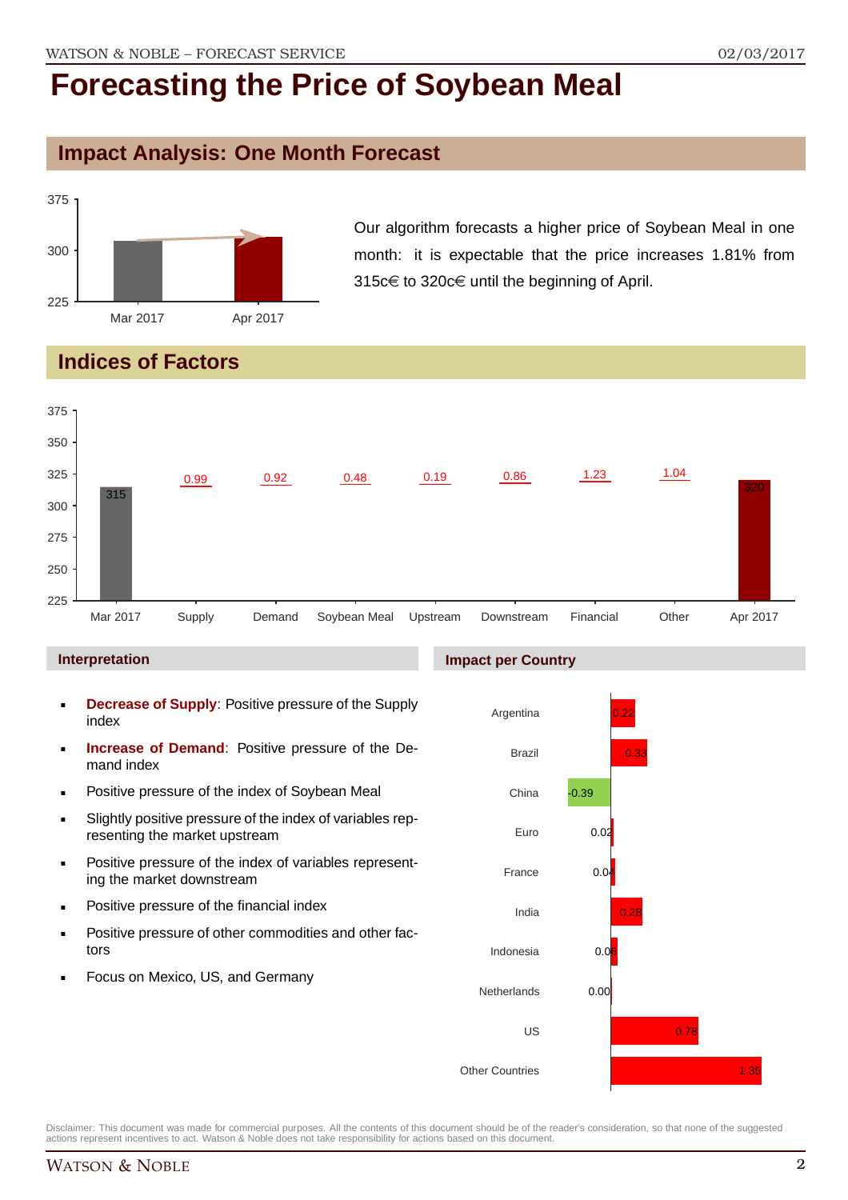# Forecasting the Price of Soybean Meal

## Impact Analysis: One Month Forecast

Our algorithm forecasts a higher price of Soybean Meal in one month: it is expectable that the price increases 1.81% from 315c€ to 320c€ until the beginning of April.

## Indices of Factors

| Factor | Value |
|---|---|
| Mar 2017 | 315 |
| Supply | 0.99 |
| Demand | 0.92 |
| Soybean Meal | 0.48 |
| Upstream | 0.19 |
| Downstream | 0.86 |
| Financial | 1.23 |
| Other | 1.04 |
| Apr 2017 | 320 |

### Interpretation

- **Decrease of Supply**: Positive pressure of the Supply index
- **Increase of Demand**: Positive pressure of the Demand index
- Positive pressure of the index of Soybean Meal
- Slightly positive pressure of the index of variables representing the market upstream
- Positive pressure of the index of variables representing the market downstream
- Positive pressure of the financial index
- Positive pressure of other commodities and other factors
- Focus on Mexico, US, and Germany

### Impact per Country

| Country | Impact |
|---|---|
| Argentina | 0.22 |
| Brazil | 0.33 |
| China | -0.39 |
| Euro | 0.02 |
| France | 0.04 |
| India | 0.28 |
| Indonesia | 0.06 |
| Netherlands | 0.00 |
| US | 0.78 |
| Other Countries | 1.35 |

Disclaimer: This document was made for commercial purposes. All the contents of this document should be of the reader's consideration, so that none of the suggested actions represent incentives to act. Watson & Noble does not take responsibility for actions based on this document.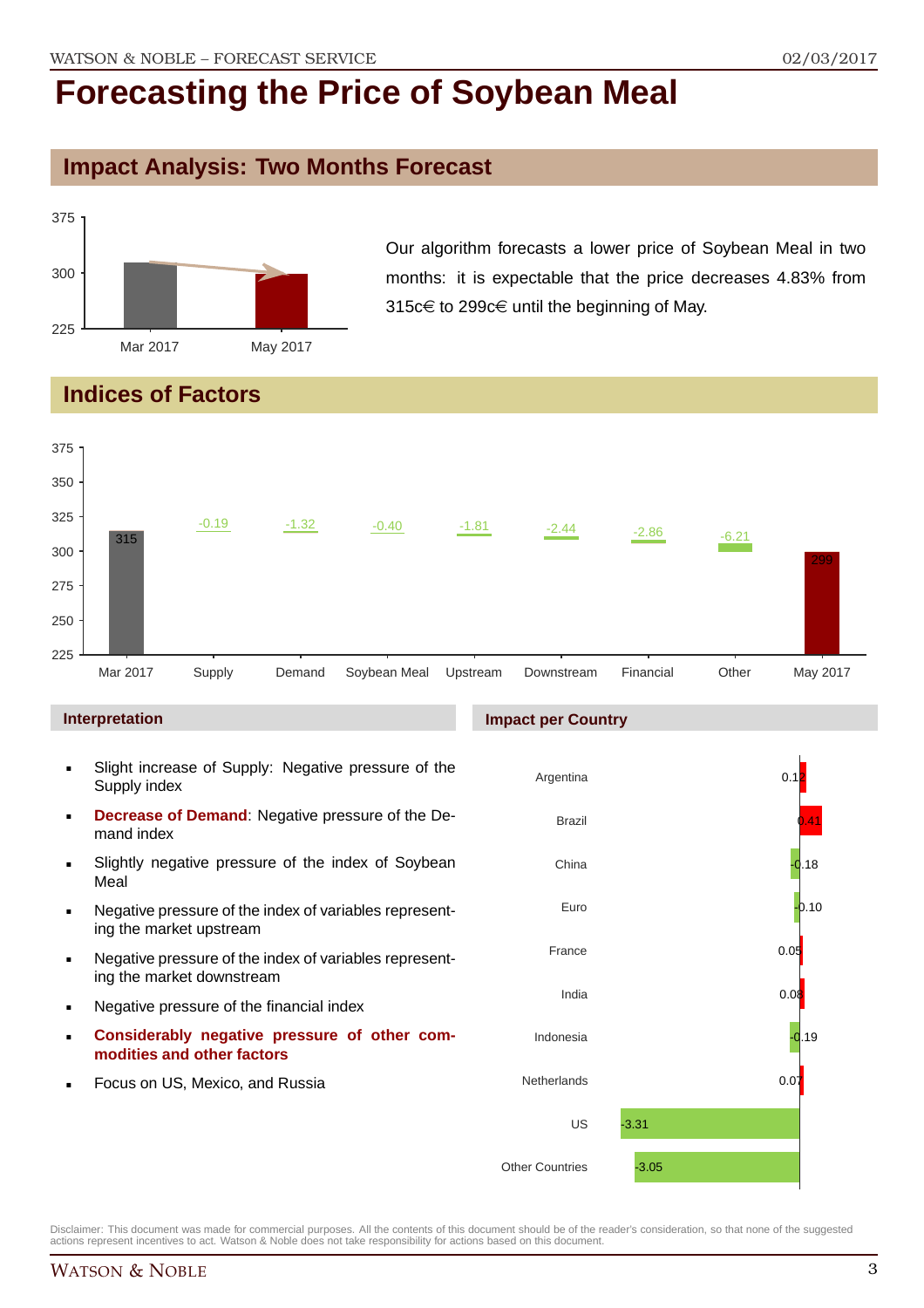# Forecasting the Price of Soybean Meal

## Impact Analysis: Two Months Forecast

Our algorithm forecasts a lower price of Soybean Meal in two months: it is expectable that the price decreases 4.83% from 315c€ to 299c€ until the beginning of May.

## Indices of Factors

| Factor | Value |
|---|---|
| Mar 2017 | 315 |
| Supply | -0.19 |
| Demand | -1.32 |
| Soybean Meal | -0.40 |
| Upstream | -1.81 |
| Downstream | -2.44 |
| Financial | -2.86 |
| Other | -6.21 |
| May 2017 | 299 |

### Interpretation

- Slight increase of Supply: Negative pressure of the Supply index
- **Decrease of Demand**: Negative pressure of the Demand index
- Slightly negative pressure of the index of Soybean Meal
- Negative pressure of the index of variables representing the market upstream
- Negative pressure of the index of variables representing the market downstream
- Negative pressure of the financial index
- **Considerably negative pressure of other commodities and other factors**
- Focus on US, Mexico, and Russia

### Impact per Country

| Country | Impact |
|---|---|
| Argentina | 0.12 |
| Brazil | 0.41 |
| China | -0.18 |
| Euro | -0.10 |
| France | 0.05 |
| India | 0.08 |
| Indonesia | -0.19 |
| Netherlands | 0.07 |
| US | -3.31 |
| Other Countries | -3.05 |

Disclaimer: This document was made for commercial purposes. All the contents of this document should be of the reader's consideration, so that none of the suggested actions represent incentives to act. Watson & Noble does not take responsibility for actions based on this document.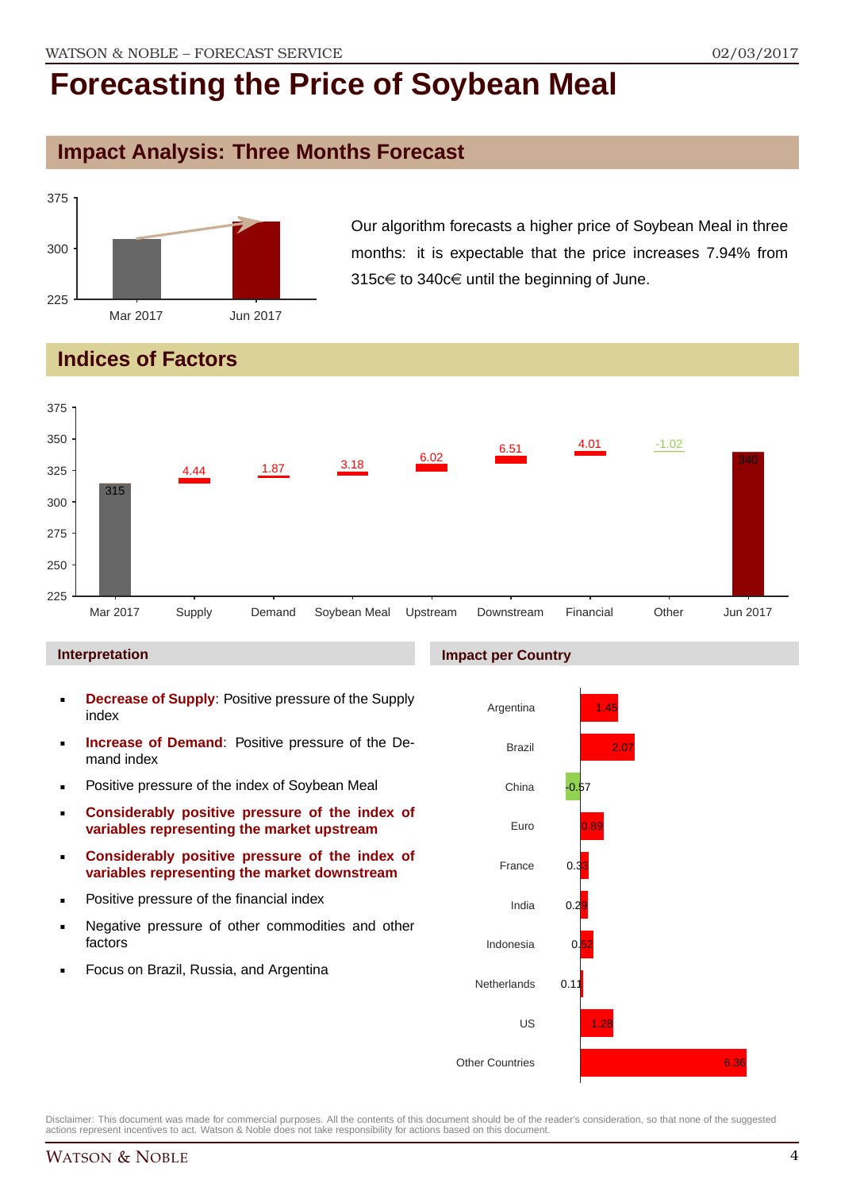# Forecasting the Price of Soybean Meal

## Impact Analysis: Three Months Forecast

| | Mar 2017 | Jun 2017 |
|---|---|---|
| Price | 315 | 340 |

Our algorithm forecasts a higher price of Soybean Meal in three months: it is expectable that the price increases 7.94% from 315c€ to 340c€ until the beginning of June.

## Indices of Factors

| Mar 2017 | Supply | Demand | Soybean Meal | Upstream | Downstream | Financial | Other | Jun 2017 |
|---|---|---|---|---|---|---|---|---|
| 315 | 4.44 | 1.87 | 3.18 | 6.02 | 6.51 | 4.01 | -1.02 | 340 |

### Interpretation

- **Decrease of Supply**: Positive pressure of the Supply index
- **Increase of Demand**: Positive pressure of the Demand index
- Positive pressure of the index of Soybean Meal
- **Considerably positive pressure of the index of variables representing the market upstream**
- **Considerably positive pressure of the index of variables representing the market downstream**
- Positive pressure of the financial index
- Negative pressure of other commodities and other factors
- Focus on Brazil, Russia, and Argentina

### Impact per Country

| Country | Impact |
|---|---|
| Argentina | 1.45 |
| Brazil | 2.07 |
| China | -0.57 |
| Euro | 0.89 |
| France | 0.33 |
| India | 0.29 |
| Indonesia | 0.52 |
| Netherlands | 0.11 |
| US | 1.28 |
| Other Countries | 6.36 |

Disclaimer: This document was made for commercial purposes. All the contents of this document should be of the reader's consideration, so that none of the suggested actions represent incentives to act. Watson & Noble does not take responsibility for actions based on this document.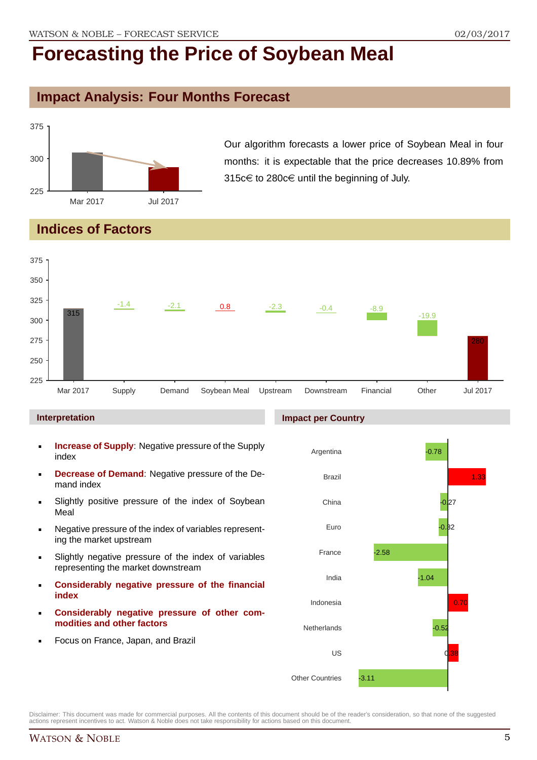# Forecasting the Price of Soybean Meal

## Impact Analysis: Four Months Forecast

Our algorithm forecasts a lower price of Soybean Meal in four months: it is expectable that the price decreases 10.89% from 315c€ to 280c€ until the beginning of July.

## Indices of Factors

| | Mar 2017 | Supply | Demand | Soybean Meal | Upstream | Downstream | Financial | Other | Jul 2017 |
|---|---|---|---|---|---|---|---|---|---|
| Value | 315 | -1.4 | -2.1 | 0.8 | -2.3 | -0.4 | -8.9 | -19.9 | 280 |

### Interpretation

- **Increase of Supply**: Negative pressure of the Supply index
- **Decrease of Demand**: Negative pressure of the Demand index
- Slightly positive pressure of the index of Soybean Meal
- Negative pressure of the index of variables representing the market upstream
- Slightly negative pressure of the index of variables representing the market downstream
- **Considerably negative pressure of the financial index**
- **Considerably negative pressure of other commodities and other factors**
- Focus on France, Japan, and Brazil

### Impact per Country

| Country | Impact |
|---|---|
| Argentina | -0.78 |
| Brazil | 1.33 |
| China | -0.27 |
| Euro | -0.32 |
| France | -2.58 |
| India | -1.04 |
| Indonesia | 0.70 |
| Netherlands | -0.52 |
| US | 0.38 |
| Other Countries | -3.11 |

Disclaimer: This document was made for commercial purposes. All the contents of this document should be of the reader's consideration, so that none of the suggested actions represent incentives to act. Watson & Noble does not take responsibility for actions based on this document.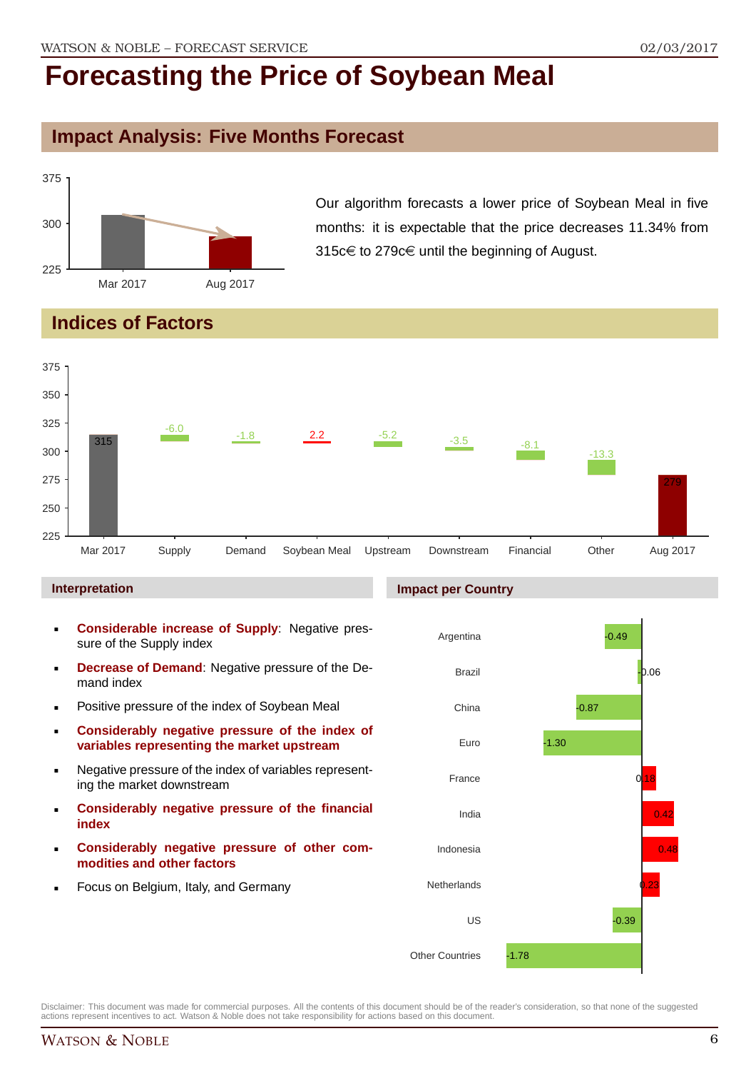# Forecasting the Price of Soybean Meal

## Impact Analysis: Five Months Forecast

Our algorithm forecasts a lower price of Soybean Meal in five months: it is expectable that the price decreases 11.34% from 315c€ to 279c€ until the beginning of August.

## Indices of Factors

### Interpretation

- **Considerable increase of Supply**: Negative pressure of the Supply index
- **Decrease of Demand**: Negative pressure of the Demand index
- Positive pressure of the index of Soybean Meal
- **Considerably negative pressure of the index of variables representing the market upstream**
- Negative pressure of the index of variables representing the market downstream
- **Considerably negative pressure of the financial index**
- **Considerably negative pressure of other commodities and other factors**
- Focus on Belgium, Italy, and Germany

### Impact per Country

Disclaimer: This document was made for commercial purposes. All the contents of this document should be of the reader's consideration, so that none of the suggested actions represent incentives to act. Watson & Noble does not take responsibility for actions based on this document.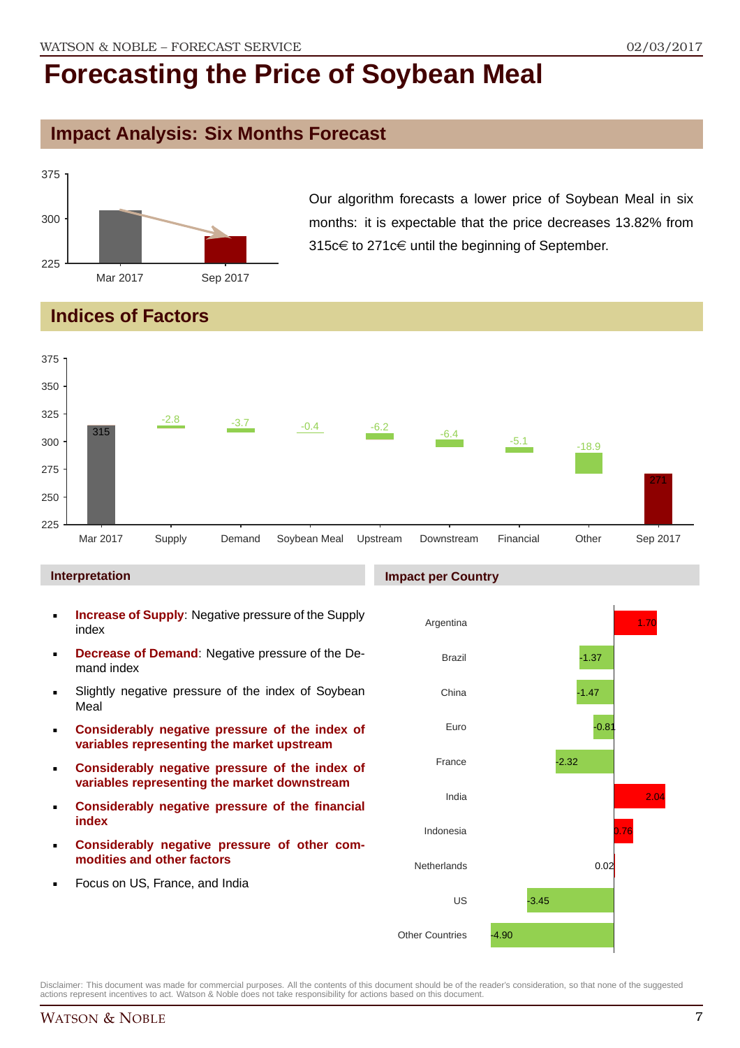# Forecasting the Price of Soybean Meal

## Impact Analysis: Six Months Forecast

| | Price |
|---|---|
| Mar 2017 | 315 |
| Sep 2017 | 271 |

Our algorithm forecasts a lower price of Soybean Meal in six months: it is expectable that the price decreases 13.82% from 315c€ to 271c€ until the beginning of September.

## Indices of Factors

| Factor | Value |
|---|---|
| Mar 2017 | 315 |
| Supply | -2.8 |
| Demand | -3.7 |
| Soybean Meal | -0.4 |
| Upstream | -6.2 |
| Downstream | -6.4 |
| Financial | -5.1 |
| Other | -18.9 |
| Sep 2017 | 271 |

### Interpretation

- **Increase of Supply**: Negative pressure of the Supply index
- **Decrease of Demand**: Negative pressure of the Demand index
- Slightly negative pressure of the index of Soybean Meal
- **Considerably negative pressure of the index of variables representing the market upstream**
- **Considerably negative pressure of the index of variables representing the market downstream**
- **Considerably negative pressure of the financial index**
- **Considerably negative pressure of other commodities and other factors**
- Focus on US, France, and India

### Impact per Country

| Country | Impact |
|---|---|
| Argentina | 1.70 |
| Brazil | -1.37 |
| China | -1.47 |
| Euro | -0.81 |
| France | -2.32 |
| India | 2.04 |
| Indonesia | 0.76 |
| Netherlands | 0.02 |
| US | -3.45 |
| Other Countries | -4.90 |

Disclaimer: This document was made for commercial purposes. All the contents of this document should be of the reader's consideration, so that none of the suggested actions represent incentives to act. Watson & Noble does not take responsibility for actions based on this document.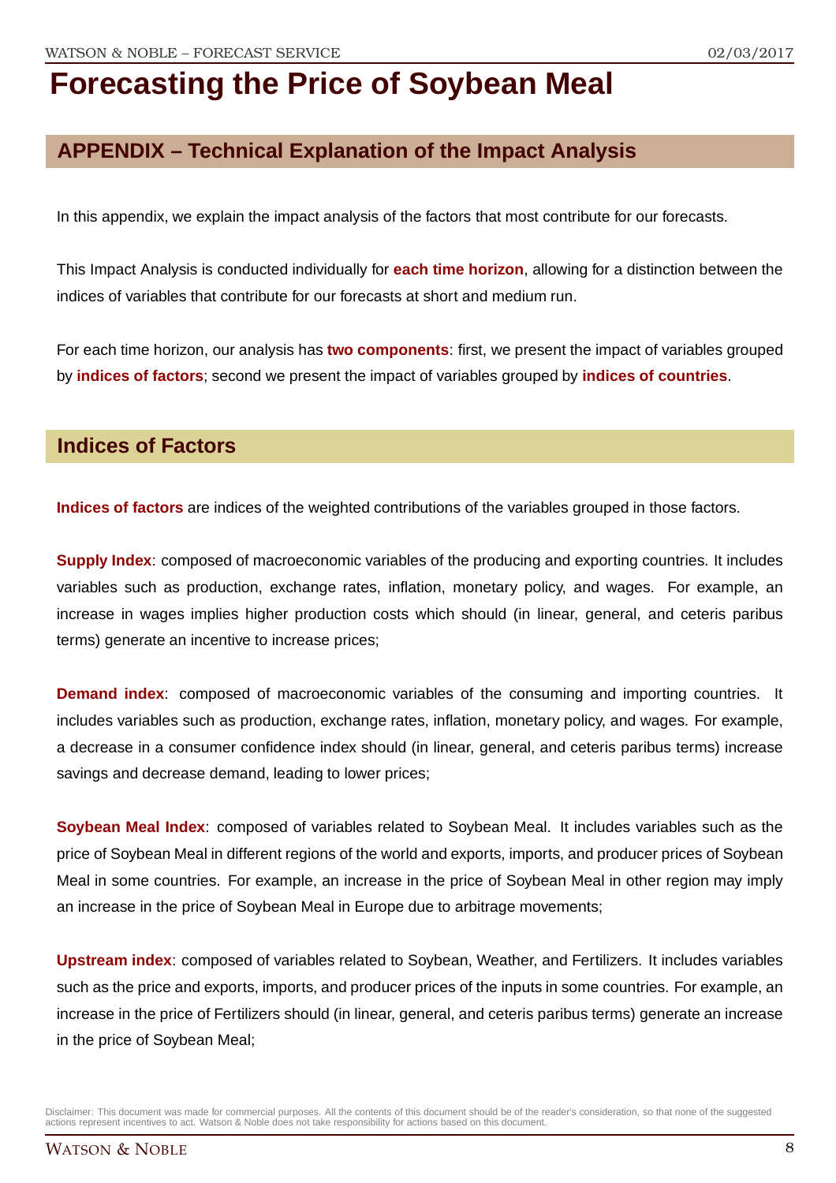# Forecasting the Price of Soybean Meal

## APPENDIX – Technical Explanation of the Impact Analysis

In this appendix, we explain the impact analysis of the factors that most contribute for our forecasts.

This Impact Analysis is conducted individually for **each time horizon**, allowing for a distinction between the indices of variables that contribute for our forecasts at short and medium run.

For each time horizon, our analysis has **two components**: first, we present the impact of variables grouped by **indices of factors**; second we present the impact of variables grouped by **indices of countries**.

## Indices of Factors

**Indices of factors** are indices of the weighted contributions of the variables grouped in those factors.

**Supply Index**: composed of macroeconomic variables of the producing and exporting countries. It includes variables such as production, exchange rates, inflation, monetary policy, and wages. For example, an increase in wages implies higher production costs which should (in linear, general, and ceteris paribus terms) generate an incentive to increase prices;

**Demand index**: composed of macroeconomic variables of the consuming and importing countries. It includes variables such as production, exchange rates, inflation, monetary policy, and wages. For example, a decrease in a consumer confidence index should (in linear, general, and ceteris paribus terms) increase savings and decrease demand, leading to lower prices;

**Soybean Meal Index**: composed of variables related to Soybean Meal. It includes variables such as the price of Soybean Meal in different regions of the world and exports, imports, and producer prices of Soybean Meal in some countries. For example, an increase in the price of Soybean Meal in other region may imply an increase in the price of Soybean Meal in Europe due to arbitrage movements;

**Upstream index**: composed of variables related to Soybean, Weather, and Fertilizers. It includes variables such as the price and exports, imports, and producer prices of the inputs in some countries. For example, an increase in the price of Fertilizers should (in linear, general, and ceteris paribus terms) generate an increase in the price of Soybean Meal;

Disclaimer: This document was made for commercial purposes. All the contents of this document should be of the reader's consideration, so that none of the suggested actions represent incentives to act. Watson & Noble does not take responsibility for actions based on this document.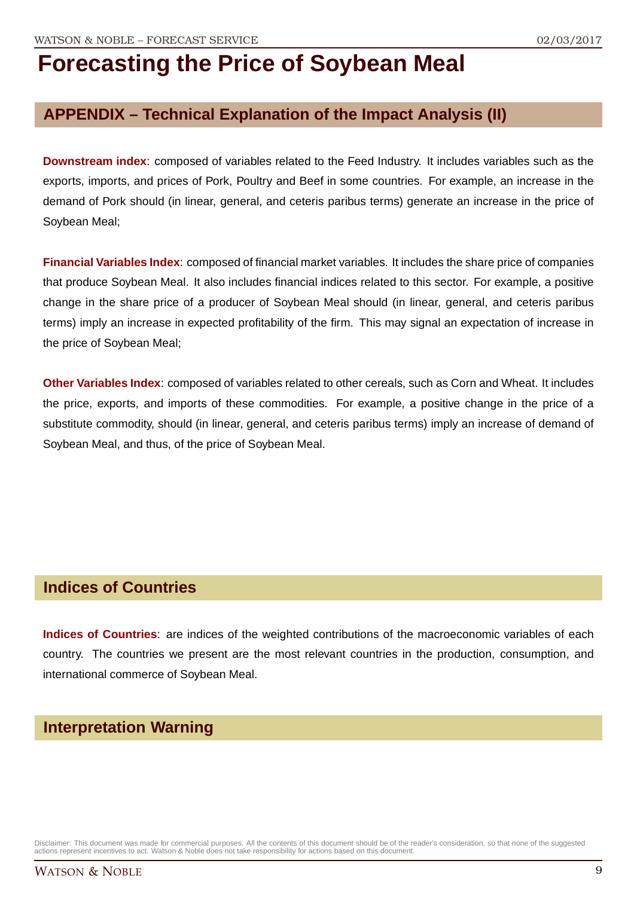# Forecasting the Price of Soybean Meal

## APPENDIX – Technical Explanation of the Impact Analysis (II)

**Downstream index**: composed of variables related to the Feed Industry. It includes variables such as the exports, imports, and prices of Pork, Poultry and Beef in some countries. For example, an increase in the demand of Pork should (in linear, general, and ceteris paribus terms) generate an increase in the price of Soybean Meal;

**Financial Variables Index**: composed of financial market variables. It includes the share price of companies that produce Soybean Meal. It also includes financial indices related to this sector. For example, a positive change in the share price of a producer of Soybean Meal should (in linear, general, and ceteris paribus terms) imply an increase in expected profitability of the firm. This may signal an expectation of increase in the price of Soybean Meal;

**Other Variables Index**: composed of variables related to other cereals, such as Corn and Wheat. It includes the price, exports, and imports of these commodities. For example, a positive change in the price of a substitute commodity, should (in linear, general, and ceteris paribus terms) imply an increase of demand of Soybean Meal, and thus, of the price of Soybean Meal.

## Indices of Countries

**Indices of Countries**: are indices of the weighted contributions of the macroeconomic variables of each country. The countries we present are the most relevant countries in the production, consumption, and international commerce of Soybean Meal.

## Interpretation Warning

Disclaimer: This document was made for commercial purposes. All the contents of this document should be of the reader's consideration, so that none of the suggested actions represent incentives to act. Watson & Noble does not take responsibility for actions based on this document.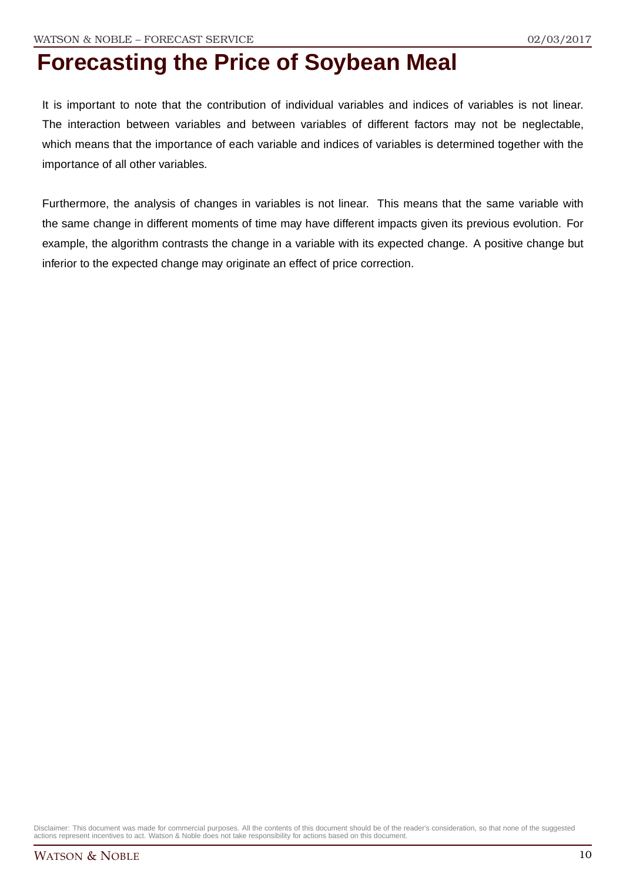# Forecasting the Price of Soybean Meal

It is important to note that the contribution of individual variables and indices of variables is not linear. The interaction between variables and between variables of different factors may not be neglectable, which means that the importance of each variable and indices of variables is determined together with the importance of all other variables.

Furthermore, the analysis of changes in variables is not linear. This means that the same variable with the same change in different moments of time may have different impacts given its previous evolution. For example, the algorithm contrasts the change in a variable with its expected change. A positive change but inferior to the expected change may originate an effect of price correction.

Disclaimer: This document was made for commercial purposes. All the contents of this document should be of the reader's consideration, so that none of the suggested actions represent incentives to act. Watson & Noble does not take responsibility for actions based on this document.